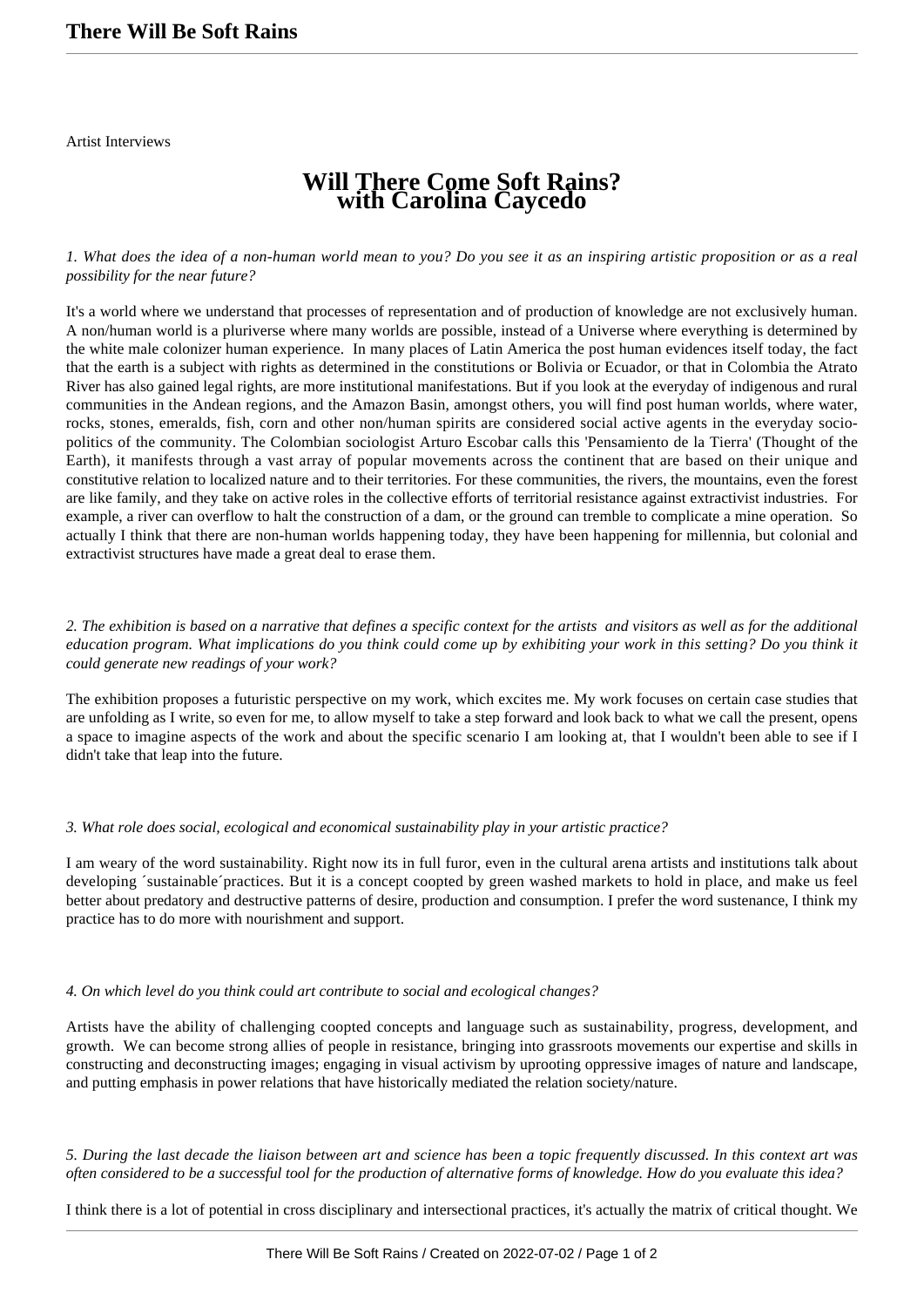Artist Interviews

# Will There Come Soft Rains? with Carolina Caycedo

*1. What does the idea of a non-human world mean to you? Do you see it as an inspiring artistic proposition or as a real possibility for the near future?*

It's a world where we understand that processes of representation and of production of knowledge are not exclusively human. A non/human world is a pluriverse where many worlds are possible, instead of a Universe where everything is determined by the white male colonizer human experience. In many places of Latin America the post human evidences itself today, the fact that the earth is a subject with rights as determined in the constitutions or Bolivia or Ecuador, or that in Colombia the Atrato River has also gained legal rights, are more institutional manifestations. But if you look at the everyday of indigenous and rural communities in the Andean regions, and the Amazon Basin, amongst others, you will find post human worlds, where water, rocks, stones, emeralds, fish, corn and other non/human spirits are considered social active agents in the everyday socio-politics of the community. The Colombian sociologist Arturo Escobar calls this 'Pensamiento de la Tierra' (Thought of the Earth), it manifests through a vast array of popular movements across the continent that are based on their unique and constitutive relation to localized nature and to their territories. For these communities, the rivers, the mountains, even the forest are like family, and they take on active roles in the collective efforts of territorial resistance against extractivist industries. For example, a river can overflow to halt the construction of a dam, or the ground can tremble to complicate a mine operation. So actually I think that there are non-human worlds happening today, they have been happening for millennia, but colonial and extractivist structures have made a great deal to erase them.

*2. The exhibition is based on a narrative that defines a specific context for the artists and visitors as well as for the additional education program. What implications do you think could come up by exhibiting your work in this setting? Do you think it could generate new readings of your work?*

The exhibition proposes a futuristic perspective on my work, which excites me. My work focuses on certain case studies that are unfolding as I write, so even for me, to allow myself to take a step forward and look back to what we call the present, opens a space to imagine aspects of the work and about the specific scenario I am looking at, that I wouldn't been able to see if I didn't take that leap into the future.

*3. What role does social, ecological and economical sustainability play in your artistic practice?*

I am weary of the word sustainability. Right now its in full furor, even in the cultural arena artists and institutions talk about developing ´sustainable´practices. But it is a concept coopted by green washed markets to hold in place, and make us feel better about predatory and destructive patterns of desire, production and consumption. I prefer the word sustenance, I think my practice has to do more with nourishment and support.

*4. On which level do you think could art contribute to social and ecological changes?*

Artists have the ability of challenging coopted concepts and language such as sustainability, progress, development, and growth. We can become strong allies of people in resistance, bringing into grassroots movements our expertise and skills in constructing and deconstructing images; engaging in visual activism by uprooting oppressive images of nature and landscape, and putting emphasis in power relations that have historically mediated the relation society/nature.

*5. During the last decade the liaison between art and science has been a topic frequently discussed. In this context art was often considered to be a successful tool for the production of alternative forms of knowledge. How do you evaluate this idea?*

I think there is a lot of potential in cross disciplinary and intersectional practices, it's actually the matrix of critical thought. We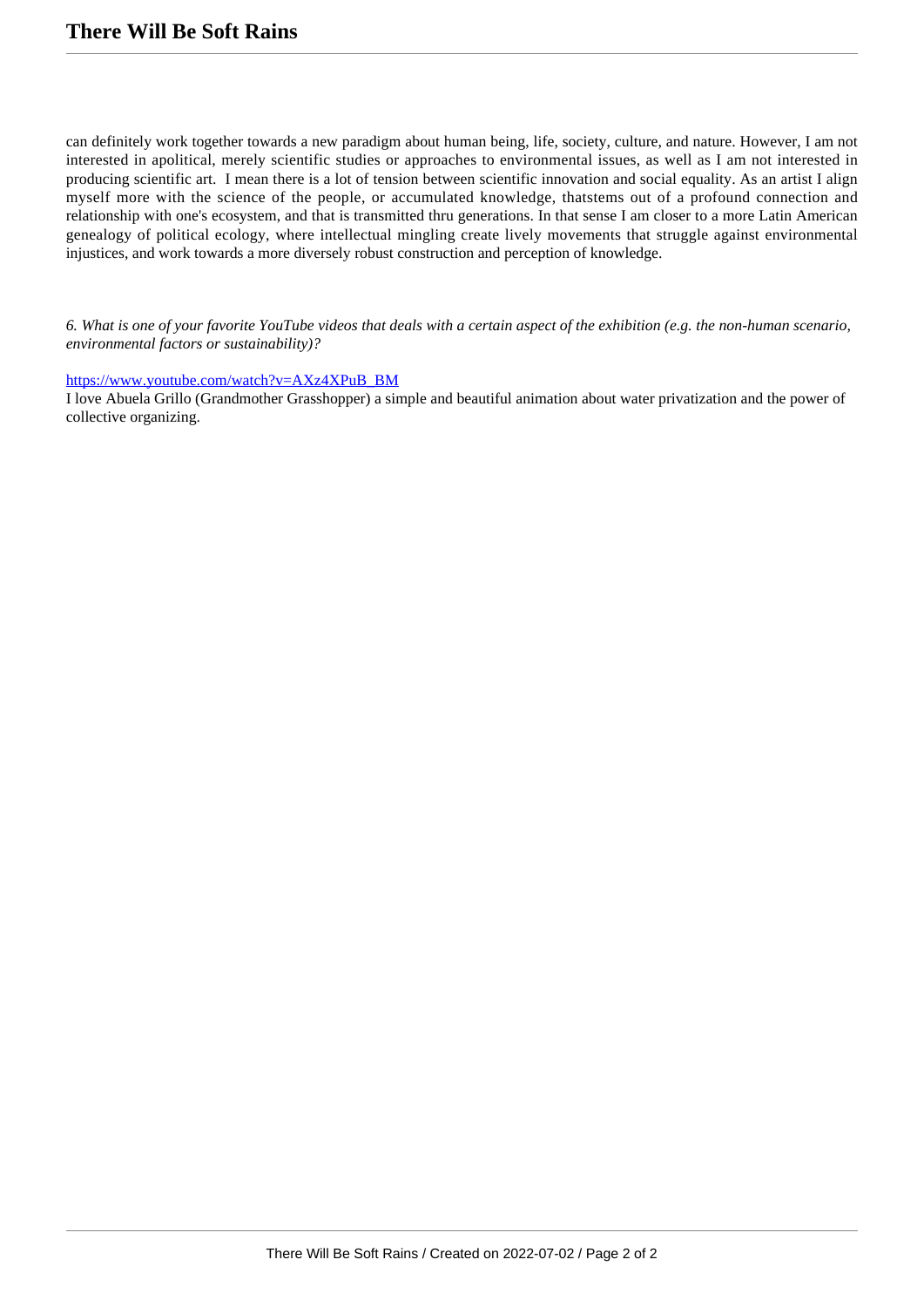can definitely work together towards a new paradigm about human being, life, society, culture, and nature. However, I am not interested in apolitical, merely scientific studies or approaches to environmental issues, as well as I am not interested in producing scientific art. I mean there is a lot of tension between scientific innovation and social equality. As an artist I align myself more with the science of the people, or accumulated knowledge, thatstems out of a profound connection and relationship with one's ecosystem, and that is transmitted thru generations. In that sense I am closer to a more Latin American genealogy of political ecology, where intellectual mingling create lively movements that struggle against environmental injustices, and work towards a more diversely robust construction and perception of knowledge.

*6. What is one of your favorite YouTube videos that deals with a certain aspect of the exhibition (e.g. the non-human scenario, environmental factors or sustainability)?*

https://www.youtube.com/watch?v=AXz4XPuB_BM

I love Abuela Grillo (Grandmother Grasshopper) a simple and beautiful animation about water privatization and the power of collective organizing.